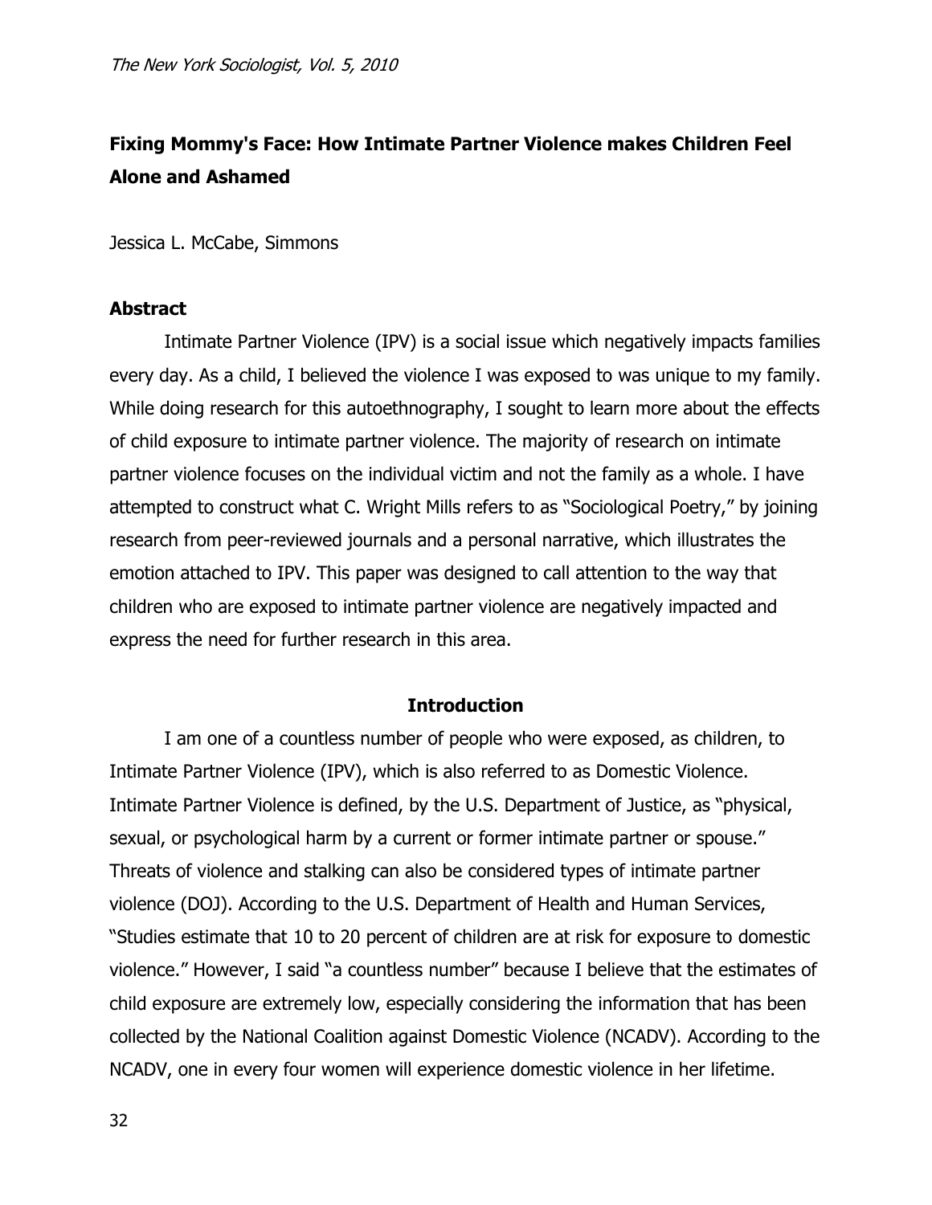# Fixing Mommy's Face: How Intimate Partner Violence makes Children Feel Alone and Ashamed

Jessica L. McCabe, Simmons

## Abstract

Intimate Partner Violence (IPV) is a social issue which negatively impacts families every day. As a child, I believed the violence I was exposed to was unique to my family. While doing research for this autoethnography, I sought to learn more about the effects of child exposure to intimate partner violence. The majority of research on intimate partner violence focuses on the individual victim and not the family as a whole. I have attempted to construct what C. Wright Mills refers to as "Sociological Poetry," by joining research from peer-reviewed journals and a personal narrative, which illustrates the emotion attached to IPV. This paper was designed to call attention to the way that children who are exposed to intimate partner violence are negatively impacted and express the need for further research in this area.

## Introduction

I am one of a countless number of people who were exposed, as children, to Intimate Partner Violence (IPV), which is also referred to as Domestic Violence. Intimate Partner Violence is defined, by the U.S. Department of Justice, as "physical, sexual, or psychological harm by a current or former intimate partner or spouse." Threats of violence and stalking can also be considered types of intimate partner violence (DOJ). According to the U.S. Department of Health and Human Services, "Studies estimate that 10 to 20 percent of children are at risk for exposure to domestic violence." However, I said "a countless number" because I believe that the estimates of child exposure are extremely low, especially considering the information that has been collected by the National Coalition against Domestic Violence (NCADV). According to the NCADV, one in every four women will experience domestic violence in her lifetime.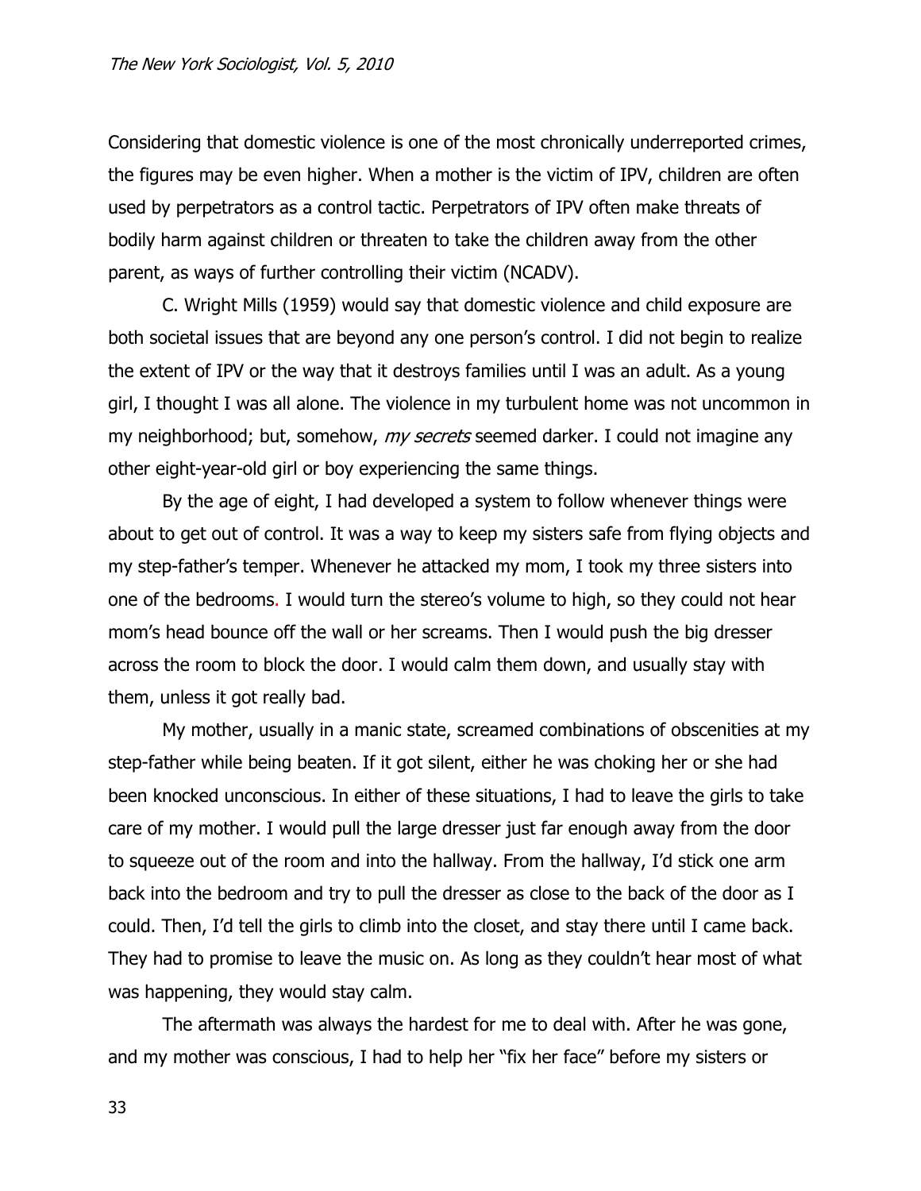Considering that domestic violence is one of the most chronically underreported crimes, the figures may be even higher. When a mother is the victim of IPV, children are often used by perpetrators as a control tactic. Perpetrators of IPV often make threats of bodily harm against children or threaten to take the children away from the other parent, as ways of further controlling their victim (NCADV).

C. Wright Mills (1959) would say that domestic violence and child exposure are both societal issues that are beyond any one person's control. I did not begin to realize the extent of IPV or the way that it destroys families until I was an adult. As a young girl, I thought I was all alone. The violence in my turbulent home was not uncommon in my neighborhood; but, somehow, *my secrets* seemed darker. I could not imagine any other eight-year-old girl or boy experiencing the same things.

By the age of eight, I had developed a system to follow whenever things were about to get out of control. It was a way to keep my sisters safe from flying objects and my step-father's temper. Whenever he attacked my mom, I took my three sisters into one of the bedrooms. I would turn the stereo's volume to high, so they could not hear mom's head bounce off the wall or her screams. Then I would push the big dresser across the room to block the door. I would calm them down, and usually stay with them, unless it got really bad.

My mother, usually in a manic state, screamed combinations of obscenities at my step-father while being beaten. If it got silent, either he was choking her or she had been knocked unconscious. In either of these situations, I had to leave the girls to take care of my mother. I would pull the large dresser just far enough away from the door to squeeze out of the room and into the hallway. From the hallway, I'd stick one arm back into the bedroom and try to pull the dresser as close to the back of the door as I could. Then, I'd tell the girls to climb into the closet, and stay there until I came back. They had to promise to leave the music on. As long as they couldn't hear most of what was happening, they would stay calm.

The aftermath was always the hardest for me to deal with. After he was gone, and my mother was conscious, I had to help her "fix her face" before my sisters or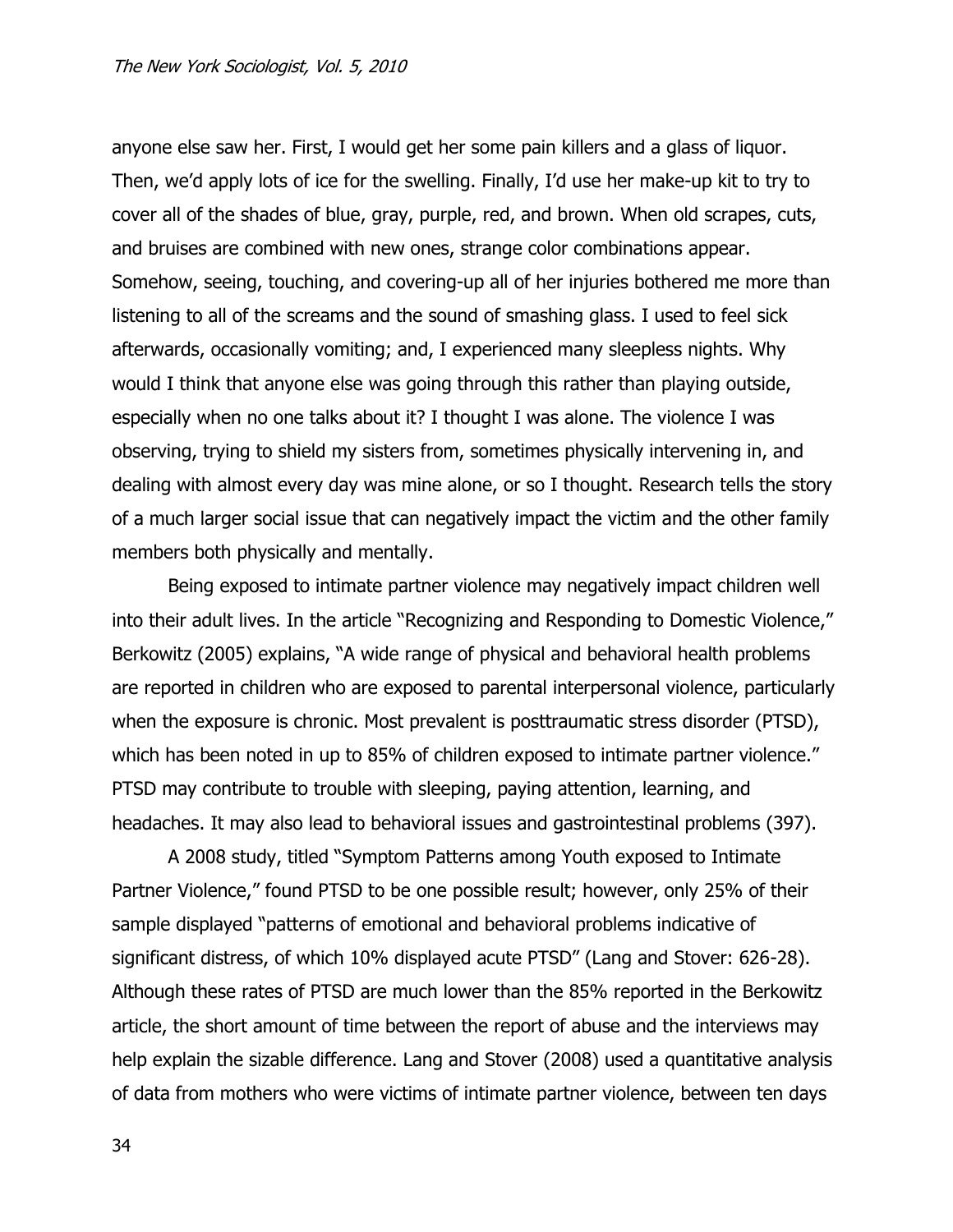anyone else saw her. First, I would get her some pain killers and a glass of liquor. Then, we'd apply lots of ice for the swelling. Finally, I'd use her make-up kit to try to cover all of the shades of blue, gray, purple, red, and brown. When old scrapes, cuts, and bruises are combined with new ones, strange color combinations appear. Somehow, seeing, touching, and covering-up all of her injuries bothered me more than listening to all of the screams and the sound of smashing glass. I used to feel sick afterwards, occasionally vomiting; and, I experienced many sleepless nights. Why would I think that anyone else was going through this rather than playing outside, especially when no one talks about it? I thought I was alone. The violence I was observing, trying to shield my sisters from, sometimes physically intervening in, and dealing with almost every day was mine alone, or so I thought. Research tells the story of a much larger social issue that can negatively impact the victim and the other family members both physically and mentally.

Being exposed to intimate partner violence may negatively impact children well into their adult lives. In the article "Recognizing and Responding to Domestic Violence," Berkowitz (2005) explains, "A wide range of physical and behavioral health problems are reported in children who are exposed to parental interpersonal violence, particularly when the exposure is chronic. Most prevalent is posttraumatic stress disorder (PTSD), which has been noted in up to 85% of children exposed to intimate partner violence." PTSD may contribute to trouble with sleeping, paying attention, learning, and headaches. It may also lead to behavioral issues and gastrointestinal problems (397).

A 2008 study, titled "Symptom Patterns among Youth exposed to Intimate Partner Violence," found PTSD to be one possible result; however, only 25% of their sample displayed "patterns of emotional and behavioral problems indicative of significant distress, of which 10% displayed acute PTSD" (Lang and Stover: 626-28). Although these rates of PTSD are much lower than the 85% reported in the Berkowitz article, the short amount of time between the report of abuse and the interviews may help explain the sizable difference. Lang and Stover (2008) used a quantitative analysis of data from mothers who were victims of intimate partner violence, between ten days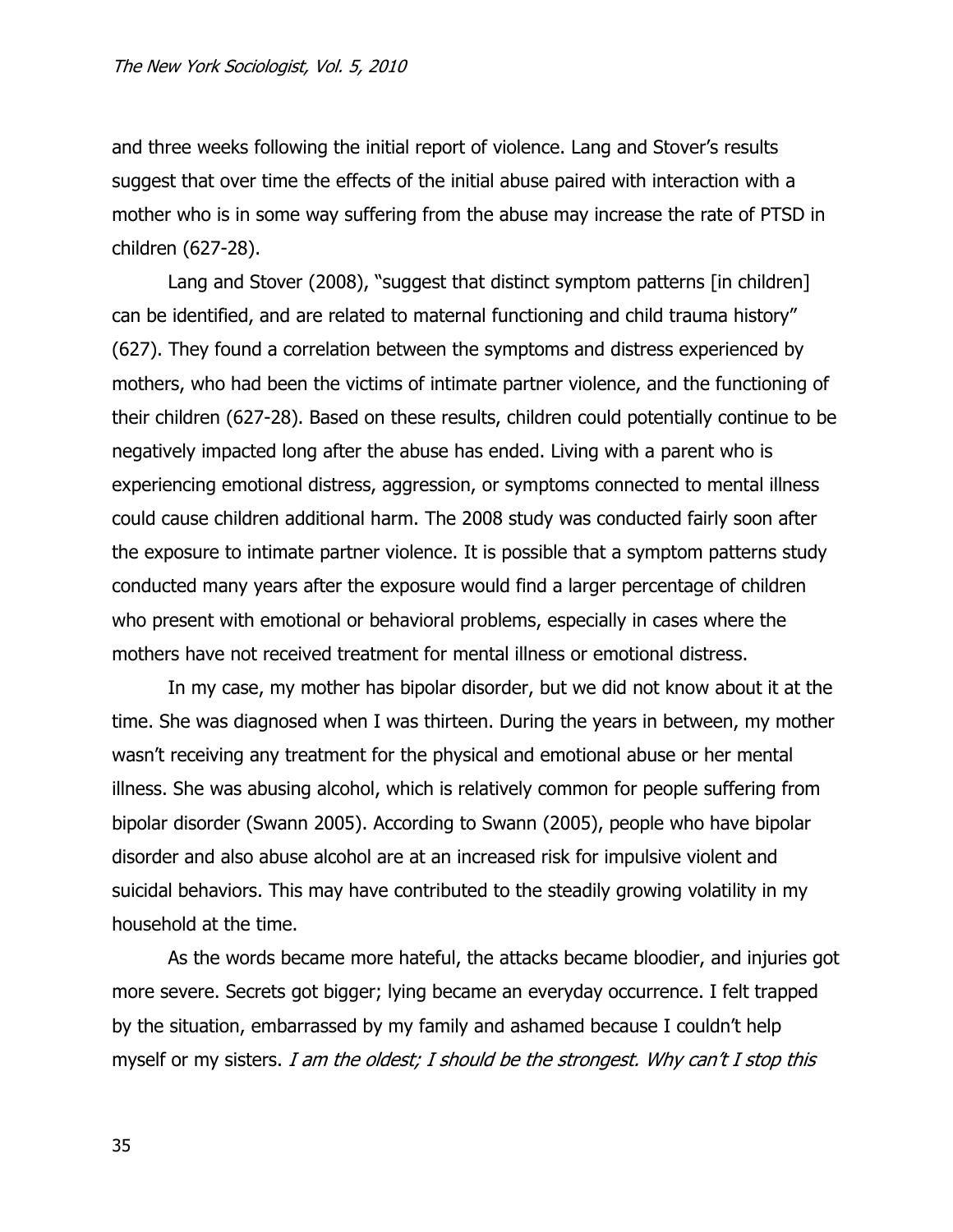and three weeks following the initial report of violence. Lang and Stover's results suggest that over time the effects of the initial abuse paired with interaction with a mother who is in some way suffering from the abuse may increase the rate of PTSD in children (627-28).

Lang and Stover (2008), "suggest that distinct symptom patterns [in children] can be identified, and are related to maternal functioning and child trauma history" (627). They found a correlation between the symptoms and distress experienced by mothers, who had been the victims of intimate partner violence, and the functioning of their children (627-28). Based on these results, children could potentially continue to be negatively impacted long after the abuse has ended. Living with a parent who is experiencing emotional distress, aggression, or symptoms connected to mental illness could cause children additional harm. The 2008 study was conducted fairly soon after the exposure to intimate partner violence. It is possible that a symptom patterns study conducted many years after the exposure would find a larger percentage of children who present with emotional or behavioral problems, especially in cases where the mothers have not received treatment for mental illness or emotional distress.

In my case, my mother has bipolar disorder, but we did not know about it at the time. She was diagnosed when I was thirteen. During the years in between, my mother wasn't receiving any treatment for the physical and emotional abuse or her mental illness. She was abusing alcohol, which is relatively common for people suffering from bipolar disorder (Swann 2005). According to Swann (2005), people who have bipolar disorder and also abuse alcohol are at an increased risk for impulsive violent and suicidal behaviors. This may have contributed to the steadily growing volatility in my household at the time.

As the words became more hateful, the attacks became bloodier, and injuries got more severe. Secrets got bigger; lying became an everyday occurrence. I felt trapped by the situation, embarrassed by my family and ashamed because I couldn't help myself or my sisters. *I am the oldest; I should be the strongest. Why can't I stop this*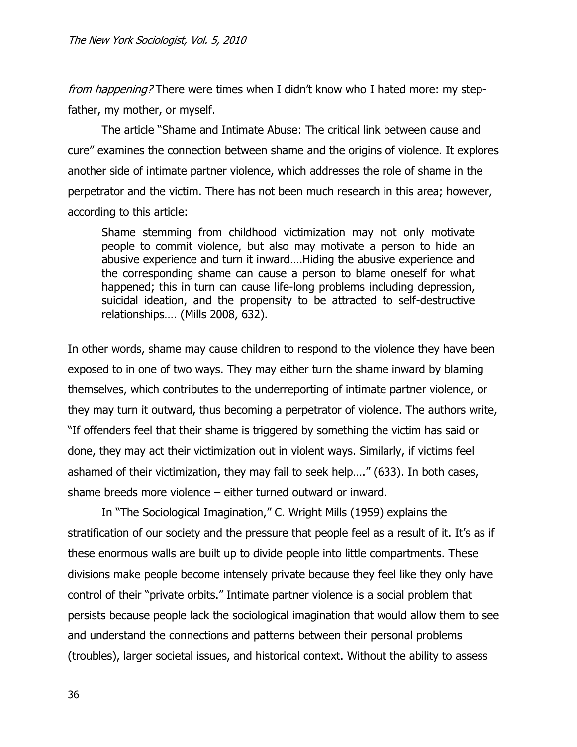*from happening?* There were times when I didn't know who I hated more: my step-father, my mother, or myself.

The article "Shame and Intimate Abuse: The critical link between cause and cure" examines the connection between shame and the origins of violence. It explores another side of intimate partner violence, which addresses the role of shame in the perpetrator and the victim. There has not been much research in this area; however, according to this article:

> Shame stemming from childhood victimization may not only motivate people to commit violence, but also may motivate a person to hide an abusive experience and turn it inward….Hiding the abusive experience and the corresponding shame can cause a person to blame oneself for what happened; this in turn can cause life-long problems including depression, suicidal ideation, and the propensity to be attracted to self-destructive relationships…. (Mills 2008, 632).

In other words, shame may cause children to respond to the violence they have been exposed to in one of two ways. They may either turn the shame inward by blaming themselves, which contributes to the underreporting of intimate partner violence, or they may turn it outward, thus becoming a perpetrator of violence. The authors write, "If offenders feel that their shame is triggered by something the victim has said or done, they may act their victimization out in violent ways. Similarly, if victims feel ashamed of their victimization, they may fail to seek help…." (633). In both cases, shame breeds more violence – either turned outward or inward.

In "The Sociological Imagination," C. Wright Mills (1959) explains the stratification of our society and the pressure that people feel as a result of it. It's as if these enormous walls are built up to divide people into little compartments. These divisions make people become intensely private because they feel like they only have control of their "private orbits." Intimate partner violence is a social problem that persists because people lack the sociological imagination that would allow them to see and understand the connections and patterns between their personal problems (troubles), larger societal issues, and historical context. Without the ability to assess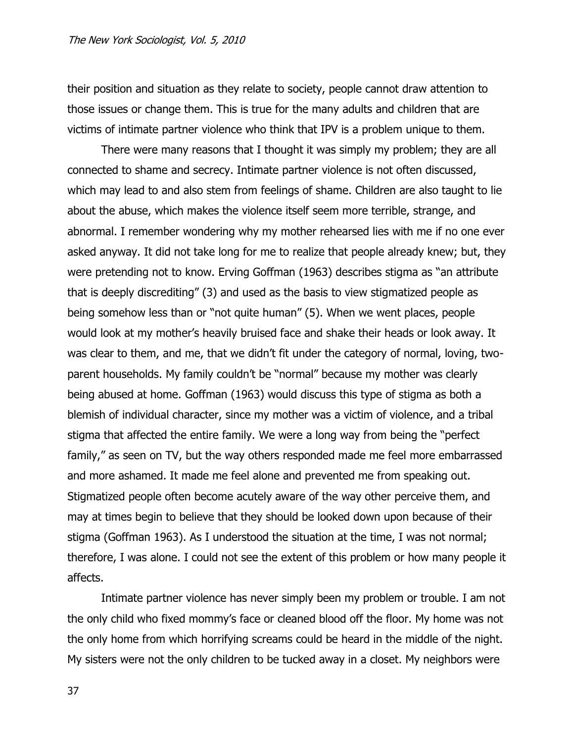their position and situation as they relate to society, people cannot draw attention to those issues or change them. This is true for the many adults and children that are victims of intimate partner violence who think that IPV is a problem unique to them.

There were many reasons that I thought it was simply my problem; they are all connected to shame and secrecy. Intimate partner violence is not often discussed, which may lead to and also stem from feelings of shame. Children are also taught to lie about the abuse, which makes the violence itself seem more terrible, strange, and abnormal. I remember wondering why my mother rehearsed lies with me if no one ever asked anyway. It did not take long for me to realize that people already knew; but, they were pretending not to know. Erving Goffman (1963) describes stigma as "an attribute that is deeply discrediting" (3) and used as the basis to view stigmatized people as being somehow less than or "not quite human" (5). When we went places, people would look at my mother's heavily bruised face and shake their heads or look away. It was clear to them, and me, that we didn't fit under the category of normal, loving, two-parent households. My family couldn't be "normal" because my mother was clearly being abused at home. Goffman (1963) would discuss this type of stigma as both a blemish of individual character, since my mother was a victim of violence, and a tribal stigma that affected the entire family. We were a long way from being the "perfect family," as seen on TV, but the way others responded made me feel more embarrassed and more ashamed. It made me feel alone and prevented me from speaking out. Stigmatized people often become acutely aware of the way other perceive them, and may at times begin to believe that they should be looked down upon because of their stigma (Goffman 1963). As I understood the situation at the time, I was not normal; therefore, I was alone. I could not see the extent of this problem or how many people it affects.

Intimate partner violence has never simply been my problem or trouble. I am not the only child who fixed mommy's face or cleaned blood off the floor. My home was not the only home from which horrifying screams could be heard in the middle of the night. My sisters were not the only children to be tucked away in a closet. My neighbors were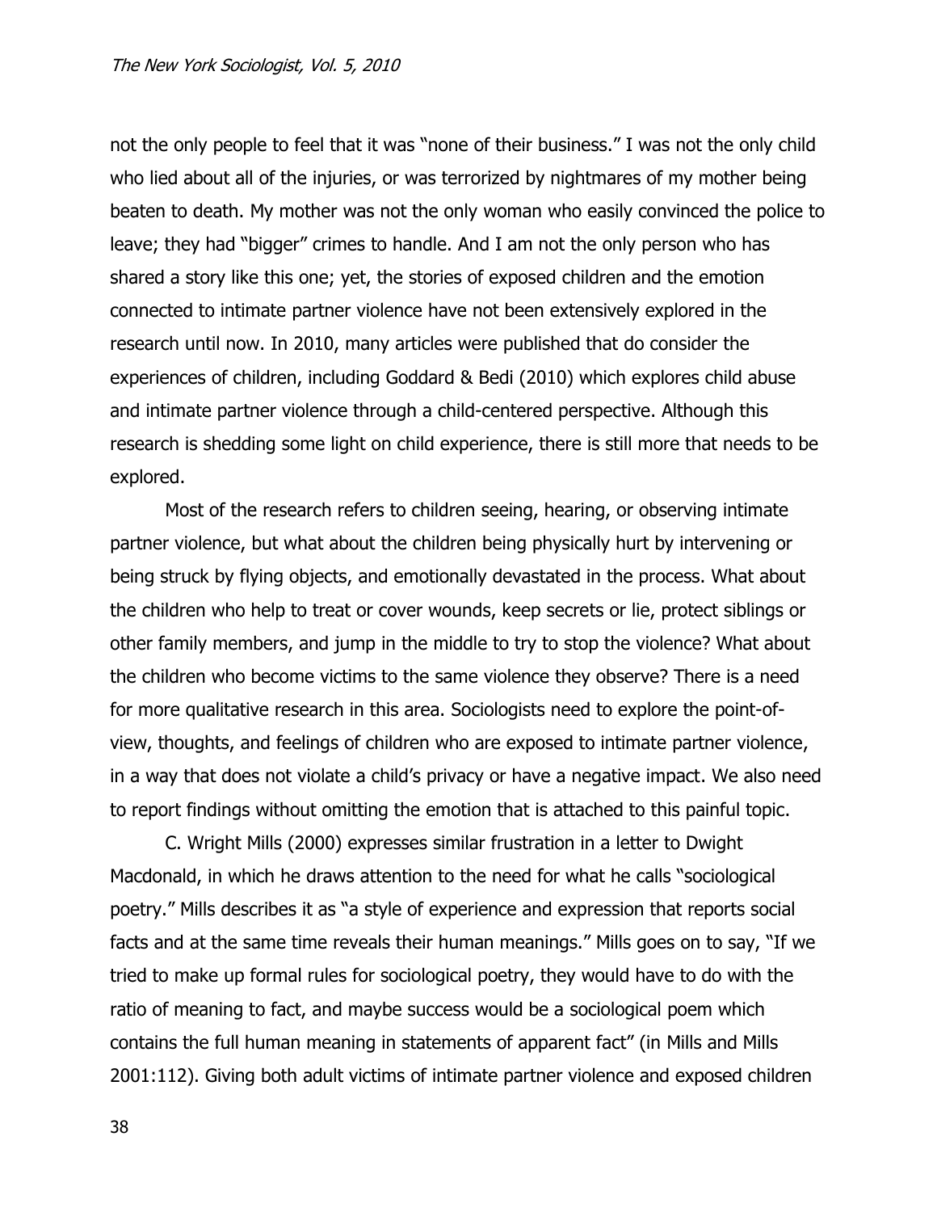not the only people to feel that it was "none of their business." I was not the only child who lied about all of the injuries, or was terrorized by nightmares of my mother being beaten to death. My mother was not the only woman who easily convinced the police to leave; they had "bigger" crimes to handle. And I am not the only person who has shared a story like this one; yet, the stories of exposed children and the emotion connected to intimate partner violence have not been extensively explored in the research until now. In 2010, many articles were published that do consider the experiences of children, including Goddard & Bedi (2010) which explores child abuse and intimate partner violence through a child-centered perspective. Although this research is shedding some light on child experience, there is still more that needs to be explored.

Most of the research refers to children seeing, hearing, or observing intimate partner violence, but what about the children being physically hurt by intervening or being struck by flying objects, and emotionally devastated in the process. What about the children who help to treat or cover wounds, keep secrets or lie, protect siblings or other family members, and jump in the middle to try to stop the violence? What about the children who become victims to the same violence they observe? There is a need for more qualitative research in this area. Sociologists need to explore the point-of-view, thoughts, and feelings of children who are exposed to intimate partner violence, in a way that does not violate a child's privacy or have a negative impact. We also need to report findings without omitting the emotion that is attached to this painful topic.

C. Wright Mills (2000) expresses similar frustration in a letter to Dwight Macdonald, in which he draws attention to the need for what he calls "sociological poetry." Mills describes it as "a style of experience and expression that reports social facts and at the same time reveals their human meanings." Mills goes on to say, "If we tried to make up formal rules for sociological poetry, they would have to do with the ratio of meaning to fact, and maybe success would be a sociological poem which contains the full human meaning in statements of apparent fact" (in Mills and Mills 2001:112). Giving both adult victims of intimate partner violence and exposed children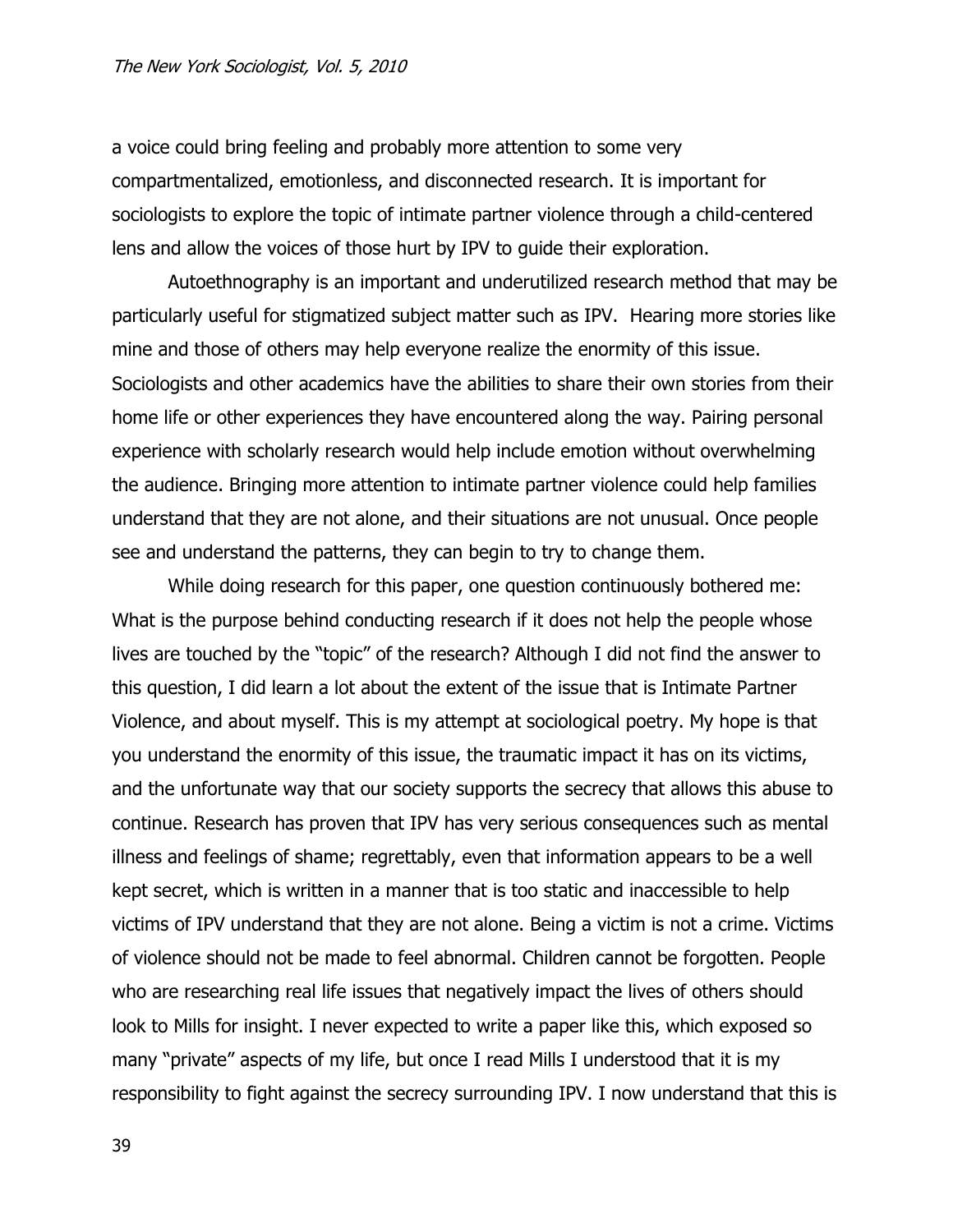a voice could bring feeling and probably more attention to some very compartmentalized, emotionless, and disconnected research. It is important for sociologists to explore the topic of intimate partner violence through a child-centered lens and allow the voices of those hurt by IPV to guide their exploration.

Autoethnography is an important and underutilized research method that may be particularly useful for stigmatized subject matter such as IPV. Hearing more stories like mine and those of others may help everyone realize the enormity of this issue. Sociologists and other academics have the abilities to share their own stories from their home life or other experiences they have encountered along the way. Pairing personal experience with scholarly research would help include emotion without overwhelming the audience. Bringing more attention to intimate partner violence could help families understand that they are not alone, and their situations are not unusual. Once people see and understand the patterns, they can begin to try to change them.

While doing research for this paper, one question continuously bothered me: What is the purpose behind conducting research if it does not help the people whose lives are touched by the "topic" of the research? Although I did not find the answer to this question, I did learn a lot about the extent of the issue that is Intimate Partner Violence, and about myself. This is my attempt at sociological poetry. My hope is that you understand the enormity of this issue, the traumatic impact it has on its victims, and the unfortunate way that our society supports the secrecy that allows this abuse to continue. Research has proven that IPV has very serious consequences such as mental illness and feelings of shame; regrettably, even that information appears to be a well kept secret, which is written in a manner that is too static and inaccessible to help victims of IPV understand that they are not alone. Being a victim is not a crime. Victims of violence should not be made to feel abnormal. Children cannot be forgotten. People who are researching real life issues that negatively impact the lives of others should look to Mills for insight. I never expected to write a paper like this, which exposed so many "private" aspects of my life, but once I read Mills I understood that it is my responsibility to fight against the secrecy surrounding IPV. I now understand that this is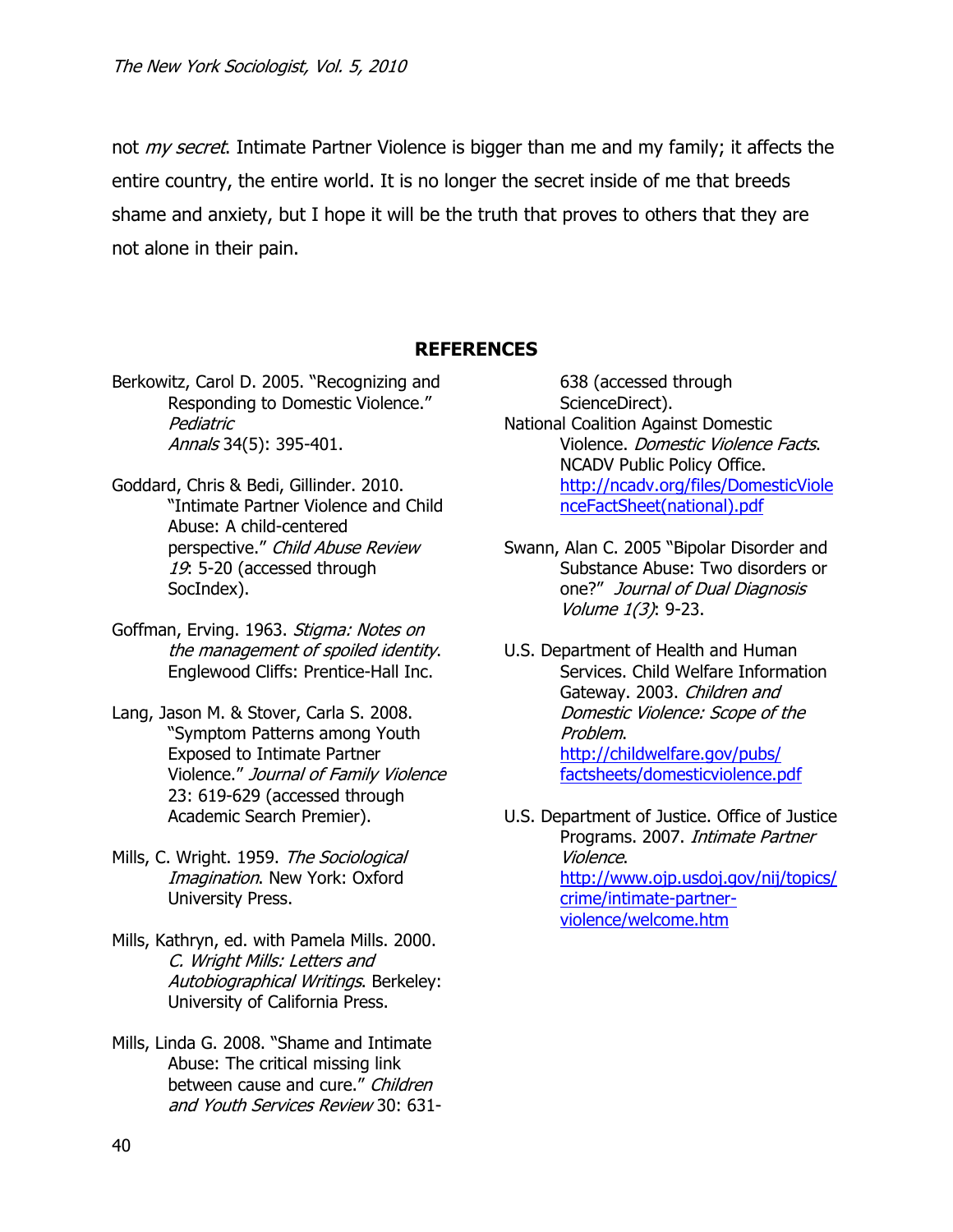not *my secret*. Intimate Partner Violence is bigger than me and my family; it affects the entire country, the entire world. It is no longer the secret inside of me that breeds shame and anxiety, but I hope it will be the truth that proves to others that they are not alone in their pain.

## REFERENCES

Berkowitz, Carol D. 2005. "Recognizing and Responding to Domestic Violence." *Pediatric Annals* 34(5): 395-401.

Goddard, Chris & Bedi, Gillinder. 2010. "Intimate Partner Violence and Child Abuse: A child-centered perspective." *Child Abuse Review 19*: 5-20 (accessed through SocIndex).

Goffman, Erving. 1963. *Stigma: Notes on the management of spoiled identity*. Englewood Cliffs: Prentice-Hall Inc.

Lang, Jason M. & Stover, Carla S. 2008. "Symptom Patterns among Youth Exposed to Intimate Partner Violence." *Journal of Family Violence* 23: 619-629 (accessed through Academic Search Premier).

Mills, C. Wright. 1959. *The Sociological Imagination*. New York: Oxford University Press.

Mills, Kathryn, ed. with Pamela Mills. 2000. *C. Wright Mills: Letters and Autobiographical Writings*. Berkeley: University of California Press.

Mills, Linda G. 2008. "Shame and Intimate Abuse: The critical missing link between cause and cure." *Children and Youth Services Review* 30: 631-638 (accessed through ScienceDirect).

National Coalition Against Domestic Violence. *Domestic Violence Facts*. NCADV Public Policy Office. http://ncadv.org/files/DomesticViolenceFactSheet(national).pdf

Swann, Alan C. 2005 "Bipolar Disorder and Substance Abuse: Two disorders or one?" *Journal of Dual Diagnosis Volume 1(3)*: 9-23.

U.S. Department of Health and Human Services. Child Welfare Information Gateway. 2003. *Children and Domestic Violence: Scope of the Problem*. http://childwelfare.gov/pubs/factsheets/domesticviolence.pdf

U.S. Department of Justice. Office of Justice Programs. 2007. *Intimate Partner Violence*. http://www.ojp.usdoj.gov/nij/topics/crime/intimate-partner-violence/welcome.htm